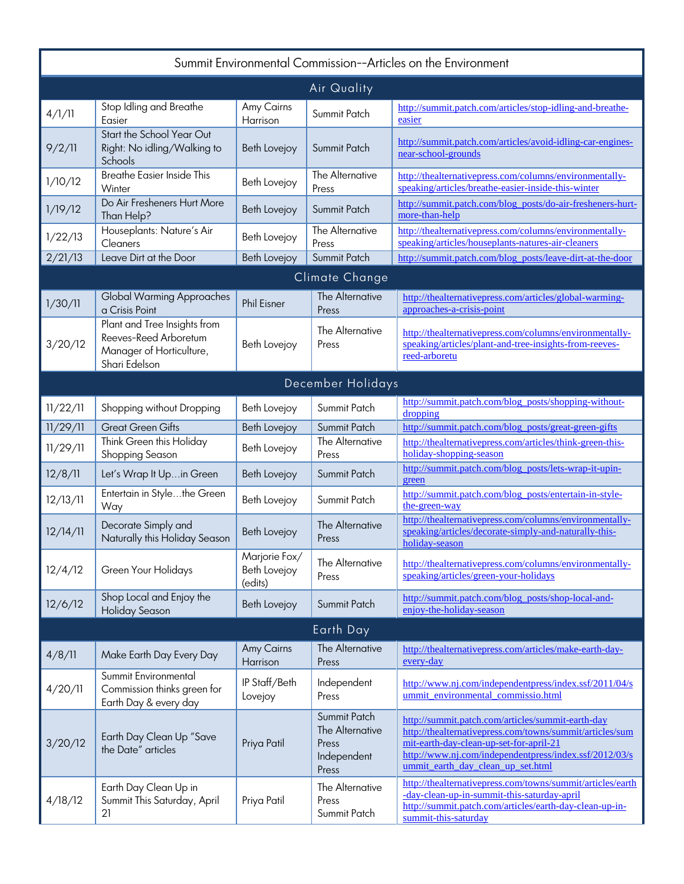# Summit Environmental Commission--Articles on the Environment

| Date | Title | Author | Publication | Link |
|---|---|---|---|---|
| **Air Quality** | | | | |
| 4/1/11 | Stop Idling and Breathe Easier | Amy Cairns Harrison | Summit Patch | http://summit.patch.com/articles/stop-idling-and-breathe-easier |
| 9/2/11 | Start the School Year Out Right: No idling/Walking to Schools | Beth Lovejoy | Summit Patch | http://summit.patch.com/articles/avoid-idling-car-engines-near-school-grounds |
| 1/10/12 | Breathe Easier Inside This Winter | Beth Lovejoy | The Alternative Press | http://thealternativepress.com/columns/environmentally-speaking/articles/breathe-easier-inside-this-winter |
| 1/19/12 | Do Air Fresheners Hurt More Than Help? | Beth Lovejoy | Summit Patch | http://summit.patch.com/blog_posts/do-air-fresheners-hurt-more-than-help |
| 1/22/13 | Houseplants: Nature's Air Cleaners | Beth Lovejoy | The Alternative Press | http://thealternativepress.com/columns/environmentally-speaking/articles/houseplants-natures-air-cleaners |
| 2/21/13 | Leave Dirt at the Door | Beth Lovejoy | Summit Patch | http://summit.patch.com/blog_posts/leave-dirt-at-the-door |
| **Climate Change** | | | | |
| 1/30/11 | Global Warming Approaches a Crisis Point | Phil Eisner | The Alternative Press | http://thealternativepress.com/articles/global-warming-approaches-a-crisis-point |
| 3/20/12 | Plant and Tree Insights from Reeves-Reed Arboretum Manager of Horticulture, Shari Edelson | Beth Lovejoy | The Alternative Press | http://thealternativepress.com/columns/environmentally-speaking/articles/plant-and-tree-insights-from-reeves-reed-arboretu |
| **December Holidays** | | | | |
| 11/22/11 | Shopping without Dropping | Beth Lovejoy | Summit Patch | http://summit.patch.com/blog_posts/shopping-without-dropping |
| 11/29/11 | Great Green Gifts | Beth Lovejoy | Summit Patch | http://summit.patch.com/blog_posts/great-green-gifts |
| 11/29/11 | Think Green this Holiday Shopping Season | Beth Lovejoy | The Alternative Press | http://thealternativepress.com/articles/think-green-this-holiday-shopping-season |
| 12/8/11 | Let's Wrap It Up…in Green | Beth Lovejoy | Summit Patch | http://summit.patch.com/blog_posts/lets-wrap-it-upin-green |
| 12/13/11 | Entertain in Style…the Green Way | Beth Lovejoy | Summit Patch | http://summit.patch.com/blog_posts/entertain-in-style-the-green-way |
| 12/14/11 | Decorate Simply and Naturally this Holiday Season | Beth Lovejoy | The Alternative Press | http://thealternativepress.com/columns/environmentally-speaking/articles/decorate-simply-and-naturally-this-holiday-season |
| 12/4/12 | Green Your Holidays | Marjorie Fox/ Beth Lovejoy (edits) | The Alternative Press | http://thealternativepress.com/columns/environmentally-speaking/articles/green-your-holidays |
| 12/6/12 | Shop Local and Enjoy the Holiday Season | Beth Lovejoy | Summit Patch | http://summit.patch.com/blog_posts/shop-local-and-enjoy-the-holiday-season |
| **Earth Day** | | | | |
| 4/8/11 | Make Earth Day Every Day | Amy Cairns Harrison | The Alternative Press | http://thealternativepress.com/articles/make-earth-day-every-day |
| 4/20/11 | Summit Environmental Commission thinks green for Earth Day & every day | IP Staff/Beth Lovejoy | Independent Press | http://www.nj.com/independentpress/index.ssf/2011/04/summit_environmental_commissio.html |
| 3/20/12 | Earth Day Clean Up "Save the Date" articles | Priya Patil | Summit Patch<br>The Alternative Press<br>Independent Press | http://summit.patch.com/articles/summit-earth-day<br>http://thealternativepress.com/towns/summit/articles/summit-earth-day-clean-up-set-for-april-21<br>http://www.nj.com/independentpress/index.ssf/2012/03/summit_earth_day_clean_up_set.html |
| 4/18/12 | Earth Day Clean Up in Summit This Saturday, April 21 | Priya Patil | The Alternative Press<br>Summit Patch | http://thealternativepress.com/towns/summit/articles/earth-day-clean-up-in-summit-this-saturday-april<br>http://summit.patch.com/articles/earth-day-clean-up-in-summit-this-saturday |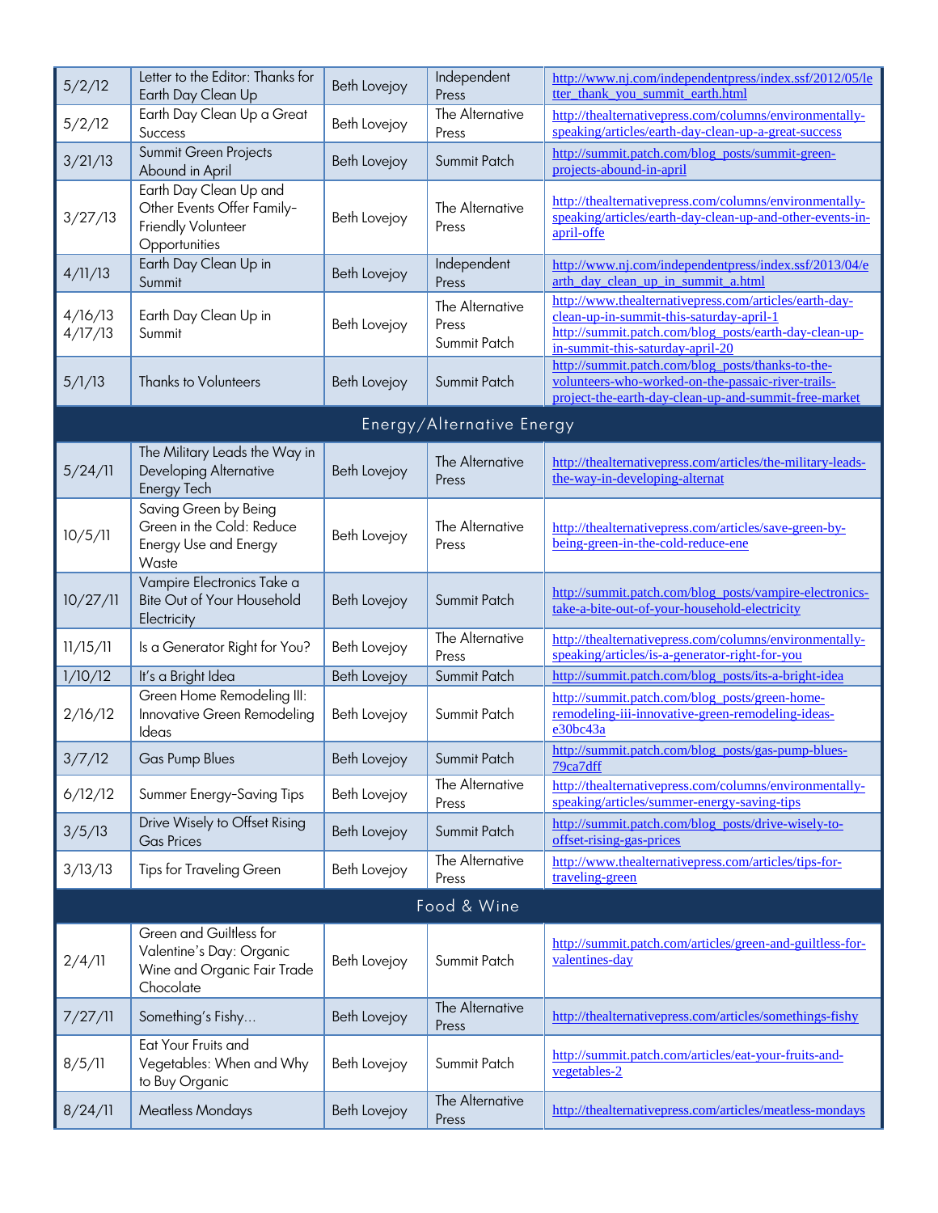| | | | | |
|---|---|---|---|---|
| 5/2/12 | Letter to the Editor: Thanks for Earth Day Clean Up | Beth Lovejoy | Independent Press | http://www.nj.com/independentpress/index.ssf/2012/05/letter_thank_you_summit_earth.html |
| 5/2/12 | Earth Day Clean Up a Great Success | Beth Lovejoy | The Alternative Press | http://thealternativepress.com/columns/environmentally-speaking/articles/earth-day-clean-up-a-great-success |
| 3/21/13 | Summit Green Projects Abound in April | Beth Lovejoy | Summit Patch | http://summit.patch.com/blog_posts/summit-green-projects-abound-in-april |
| 3/27/13 | Earth Day Clean Up and Other Events Offer Family-Friendly Volunteer Opportunities | Beth Lovejoy | The Alternative Press | http://thealternativepress.com/columns/environmentally-speaking/articles/earth-day-clean-up-and-other-events-in-april-offe |
| 4/11/13 | Earth Day Clean Up in Summit | Beth Lovejoy | Independent Press | http://www.nj.com/independentpress/index.ssf/2013/04/earth_day_clean_up_in_summit_a.html |
| 4/16/13 4/17/13 | Earth Day Clean Up in Summit | Beth Lovejoy | The Alternative Press Summit Patch | http://www.thealternativepress.com/articles/earth-day-clean-up-in-summit-this-saturday-april-1 http://summit.patch.com/blog_posts/earth-day-clean-up-in-summit-this-saturday-april-20 |
| 5/1/13 | Thanks to Volunteers | Beth Lovejoy | Summit Patch | http://summit.patch.com/blog_posts/thanks-to-the-volunteers-who-worked-on-the-passaic-river-trails-project-the-earth-day-clean-up-and-summit-free-market |
| **Energy/Alternative Energy** | | | | |
| 5/24/11 | The Military Leads the Way in Developing Alternative Energy Tech | Beth Lovejoy | The Alternative Press | http://thealternativepress.com/articles/the-military-leads-the-way-in-developing-alternat |
| 10/5/11 | Saving Green by Being Green in the Cold: Reduce Energy Use and Energy Waste | Beth Lovejoy | The Alternative Press | http://thealternativepress.com/articles/save-green-by-being-green-in-the-cold-reduce-ene |
| 10/27/11 | Vampire Electronics Take a Bite Out of Your Household Electricity | Beth Lovejoy | Summit Patch | http://summit.patch.com/blog_posts/vampire-electronics-take-a-bite-out-of-your-household-electricity |
| 11/15/11 | Is a Generator Right for You? | Beth Lovejoy | The Alternative Press | http://thealternativepress.com/columns/environmentally-speaking/articles/is-a-generator-right-for-you |
| 1/10/12 | It's a Bright Idea | Beth Lovejoy | Summit Patch | http://summit.patch.com/blog_posts/its-a-bright-idea |
| 2/16/12 | Green Home Remodeling III: Innovative Green Remodeling Ideas | Beth Lovejoy | Summit Patch | http://summit.patch.com/blog_posts/green-home-remodeling-iii-innovative-green-remodeling-ideas-e30bc43a |
| 3/7/12 | Gas Pump Blues | Beth Lovejoy | Summit Patch | http://summit.patch.com/blog_posts/gas-pump-blues-79ca7dff |
| 6/12/12 | Summer Energy-Saving Tips | Beth Lovejoy | The Alternative Press | http://thealternativepress.com/columns/environmentally-speaking/articles/summer-energy-saving-tips |
| 3/5/13 | Drive Wisely to Offset Rising Gas Prices | Beth Lovejoy | Summit Patch | http://summit.patch.com/blog_posts/drive-wisely-to-offset-rising-gas-prices |
| 3/13/13 | Tips for Traveling Green | Beth Lovejoy | The Alternative Press | http://www.thealternativepress.com/articles/tips-for-traveling-green |
| **Food & Wine** | | | | |
| 2/4/11 | Green and Guiltless for Valentine's Day: Organic Wine and Organic Fair Trade Chocolate | Beth Lovejoy | Summit Patch | http://summit.patch.com/articles/green-and-guiltless-for-valentines-day |
| 7/27/11 | Something's Fishy… | Beth Lovejoy | The Alternative Press | http://thealternativepress.com/articles/somethings-fishy |
| 8/5/11 | Eat Your Fruits and Vegetables: When and Why to Buy Organic | Beth Lovejoy | Summit Patch | http://summit.patch.com/articles/eat-your-fruits-and-vegetables-2 |
| 8/24/11 | Meatless Mondays | Beth Lovejoy | The Alternative Press | http://thealternativepress.com/articles/meatless-mondays |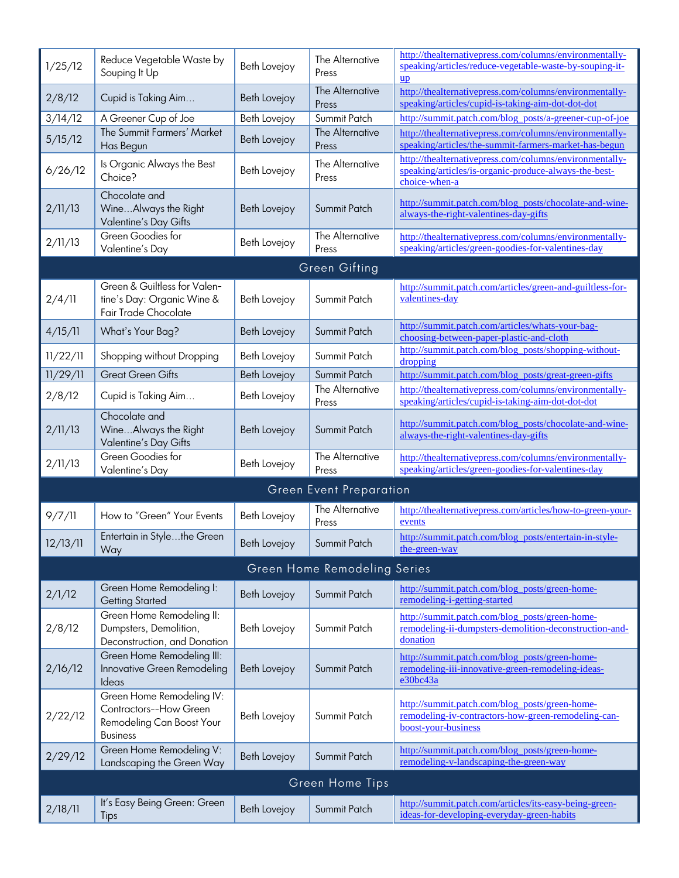| | | | | |
|---|---|---|---|---|
| 1/25/12 | Reduce Vegetable Waste by Souping It Up | Beth Lovejoy | The Alternative Press | http://thealternativepress.com/columns/environmentally-speaking/articles/reduce-vegetable-waste-by-souping-it-up |
| 2/8/12 | Cupid is Taking Aim… | Beth Lovejoy | The Alternative Press | http://thealternativepress.com/columns/environmentally-speaking/articles/cupid-is-taking-aim-dot-dot-dot |
| 3/14/12 | A Greener Cup of Joe | Beth Lovejoy | Summit Patch | http://summit.patch.com/blog_posts/a-greener-cup-of-joe |
| 5/15/12 | The Summit Farmers' Market Has Begun | Beth Lovejoy | The Alternative Press | http://thealternativepress.com/columns/environmentally-speaking/articles/the-summit-farmers-market-has-begun |
| 6/26/12 | Is Organic Always the Best Choice? | Beth Lovejoy | The Alternative Press | http://thealternativepress.com/columns/environmentally-speaking/articles/is-organic-produce-always-the-best-choice-when-a |
| 2/11/13 | Chocolate and Wine…Always the Right Valentine's Day Gifts | Beth Lovejoy | Summit Patch | http://summit.patch.com/blog_posts/chocolate-and-wine-always-the-right-valentines-day-gifts |
| 2/11/13 | Green Goodies for Valentine's Day | Beth Lovejoy | The Alternative Press | http://thealternativepress.com/columns/environmentally-speaking/articles/green-goodies-for-valentines-day |
| **Green Gifting** | | | | |
| 2/4/11 | Green & Guiltless for Valentine's Day: Organic Wine & Fair Trade Chocolate | Beth Lovejoy | Summit Patch | http://summit.patch.com/articles/green-and-guiltless-for-valentines-day |
| 4/15/11 | What's Your Bag? | Beth Lovejoy | Summit Patch | http://summit.patch.com/articles/whats-your-bag-choosing-between-paper-plastic-and-cloth |
| 11/22/11 | Shopping without Dropping | Beth Lovejoy | Summit Patch | http://summit.patch.com/blog_posts/shopping-without-dropping |
| 11/29/11 | Great Green Gifts | Beth Lovejoy | Summit Patch | http://summit.patch.com/blog_posts/great-green-gifts |
| 2/8/12 | Cupid is Taking Aim… | Beth Lovejoy | The Alternative Press | http://thealternativepress.com/columns/environmentally-speaking/articles/cupid-is-taking-aim-dot-dot-dot |
| 2/11/13 | Chocolate and Wine…Always the Right Valentine's Day Gifts | Beth Lovejoy | Summit Patch | http://summit.patch.com/blog_posts/chocolate-and-wine-always-the-right-valentines-day-gifts |
| 2/11/13 | Green Goodies for Valentine's Day | Beth Lovejoy | The Alternative Press | http://thealternativepress.com/columns/environmentally-speaking/articles/green-goodies-for-valentines-day |
| **Green Event Preparation** | | | | |
| 9/7/11 | How to "Green" Your Events | Beth Lovejoy | The Alternative Press | http://thealternativepress.com/articles/how-to-green-your-events |
| 12/13/11 | Entertain in Style…the Green Way | Beth Lovejoy | Summit Patch | http://summit.patch.com/blog_posts/entertain-in-style-the-green-way |
| **Green Home Remodeling Series** | | | | |
| 2/1/12 | Green Home Remodeling I: Getting Started | Beth Lovejoy | Summit Patch | http://summit.patch.com/blog_posts/green-home-remodeling-i-getting-started |
| 2/8/12 | Green Home Remodeling II: Dumpsters, Demolition, Deconstruction, and Donation | Beth Lovejoy | Summit Patch | http://summit.patch.com/blog_posts/green-home-remodeling-ii-dumpsters-demolition-deconstruction-and-donation |
| 2/16/12 | Green Home Remodeling III: Innovative Green Remodeling Ideas | Beth Lovejoy | Summit Patch | http://summit.patch.com/blog_posts/green-home-remodeling-iii-innovative-green-remodeling-ideas-e30bc43a |
| 2/22/12 | Green Home Remodeling IV: Contractors--How Green Remodeling Can Boost Your Business | Beth Lovejoy | Summit Patch | http://summit.patch.com/blog_posts/green-home-remodeling-iv-contractors-how-green-remodeling-can-boost-your-business |
| 2/29/12 | Green Home Remodeling V: Landscaping the Green Way | Beth Lovejoy | Summit Patch | http://summit.patch.com/blog_posts/green-home-remodeling-v-landscaping-the-green-way |
| **Green Home Tips** | | | | |
| 2/18/11 | It's Easy Being Green: Green Tips | Beth Lovejoy | Summit Patch | http://summit.patch.com/articles/its-easy-being-green-ideas-for-developing-everyday-green-habits |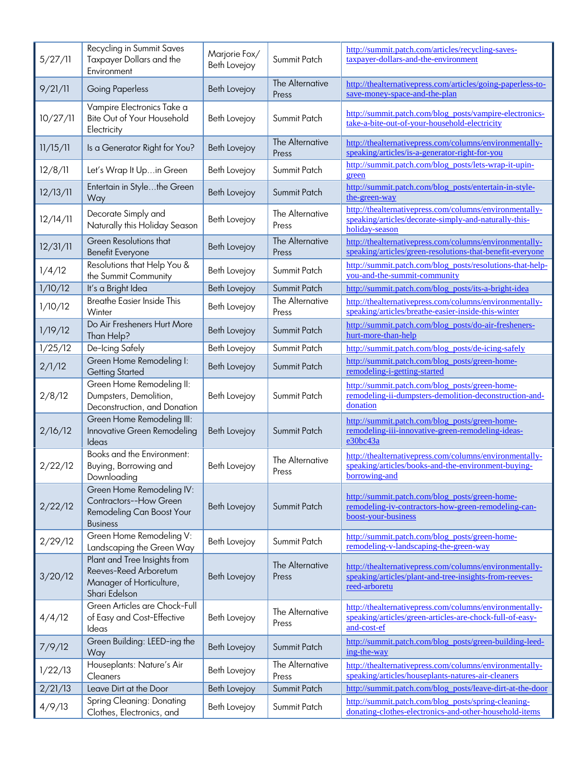| | | | | |
|---|---|---|---|---|
| 5/27/11 | Recycling in Summit Saves Taxpayer Dollars and the Environment | Marjorie Fox/ Beth Lovejoy | Summit Patch | http://summit.patch.com/articles/recycling-saves-taxpayer-dollars-and-the-environment |
| 9/21/11 | Going Paperless | Beth Lovejoy | The Alternative Press | http://thealternativepress.com/articles/going-paperless-to-save-money-space-and-the-plan |
| 10/27/11 | Vampire Electronics Take a Bite Out of Your Household Electricity | Beth Lovejoy | Summit Patch | http://summit.patch.com/blog_posts/vampire-electronics-take-a-bite-out-of-your-household-electricity |
| 11/15/11 | Is a Generator Right for You? | Beth Lovejoy | The Alternative Press | http://thealternativepress.com/columns/environmentally-speaking/articles/is-a-generator-right-for-you |
| 12/8/11 | Let's Wrap It Up…in Green | Beth Lovejoy | Summit Patch | http://summit.patch.com/blog_posts/lets-wrap-it-upin-green |
| 12/13/11 | Entertain in Style…the Green Way | Beth Lovejoy | Summit Patch | http://summit.patch.com/blog_posts/entertain-in-style-the-green-way |
| 12/14/11 | Decorate Simply and Naturally this Holiday Season | Beth Lovejoy | The Alternative Press | http://thealternativepress.com/columns/environmentally-speaking/articles/decorate-simply-and-naturally-this-holiday-season |
| 12/31/11 | Green Resolutions that Benefit Everyone | Beth Lovejoy | The Alternative Press | http://thealternativepress.com/columns/environmentally-speaking/articles/green-resolutions-that-benefit-everyone |
| 1/4/12 | Resolutions that Help You & the Summit Community | Beth Lovejoy | Summit Patch | http://summit.patch.com/blog_posts/resolutions-that-help-you-and-the-summit-community |
| 1/10/12 | It's a Bright Idea | Beth Lovejoy | Summit Patch | http://summit.patch.com/blog_posts/its-a-bright-idea |
| 1/10/12 | Breathe Easier Inside This Winter | Beth Lovejoy | The Alternative Press | http://thealternativepress.com/columns/environmentally-speaking/articles/breathe-easier-inside-this-winter |
| 1/19/12 | Do Air Fresheners Hurt More Than Help? | Beth Lovejoy | Summit Patch | http://summit.patch.com/blog_posts/do-air-fresheners-hurt-more-than-help |
| 1/25/12 | De-Icing Safely | Beth Lovejoy | Summit Patch | http://summit.patch.com/blog_posts/de-icing-safely |
| 2/1/12 | Green Home Remodeling I: Getting Started | Beth Lovejoy | Summit Patch | http://summit.patch.com/blog_posts/green-home-remodeling-i-getting-started |
| 2/8/12 | Green Home Remodeling II: Dumpsters, Demolition, Deconstruction, and Donation | Beth Lovejoy | Summit Patch | http://summit.patch.com/blog_posts/green-home-remodeling-ii-dumpsters-demolition-deconstruction-and-donation |
| 2/16/12 | Green Home Remodeling III: Innovative Green Remodeling Ideas | Beth Lovejoy | Summit Patch | http://summit.patch.com/blog_posts/green-home-remodeling-iii-innovative-green-remodeling-ideas-e30bc43a |
| 2/22/12 | Books and the Environment: Buying, Borrowing and Downloading | Beth Lovejoy | The Alternative Press | http://thealternativepress.com/columns/environmentally-speaking/articles/books-and-the-environment-buying-borrowing-and |
| 2/22/12 | Green Home Remodeling IV: Contractors--How Green Remodeling Can Boost Your Business | Beth Lovejoy | Summit Patch | http://summit.patch.com/blog_posts/green-home-remodeling-iv-contractors-how-green-remodeling-can-boost-your-business |
| 2/29/12 | Green Home Remodeling V: Landscaping the Green Way | Beth Lovejoy | Summit Patch | http://summit.patch.com/blog_posts/green-home-remodeling-v-landscaping-the-green-way |
| 3/20/12 | Plant and Tree Insights from Reeves-Reed Arboretum Manager of Horticulture, Shari Edelson | Beth Lovejoy | The Alternative Press | http://thealternativepress.com/columns/environmentally-speaking/articles/plant-and-tree-insights-from-reeves-reed-arboretu |
| 4/4/12 | Green Articles are Chock-Full of Easy and Cost-Effective Ideas | Beth Lovejoy | The Alternative Press | http://thealternativepress.com/columns/environmentally-speaking/articles/green-articles-are-chock-full-of-easy-and-cost-ef |
| 7/9/12 | Green Building: LEED-ing the Way | Beth Lovejoy | Summit Patch | http://summit.patch.com/blog_posts/green-building-leed-ing-the-way |
| 1/22/13 | Houseplants: Nature's Air Cleaners | Beth Lovejoy | The Alternative Press | http://thealternativepress.com/columns/environmentally-speaking/articles/houseplants-natures-air-cleaners |
| 2/21/13 | Leave Dirt at the Door | Beth Lovejoy | Summit Patch | http://summit.patch.com/blog_posts/leave-dirt-at-the-door |
| 4/9/13 | Spring Cleaning: Donating Clothes, Electronics, and | Beth Lovejoy | Summit Patch | http://summit.patch.com/blog_posts/spring-cleaning-donating-clothes-electronics-and-other-household-items |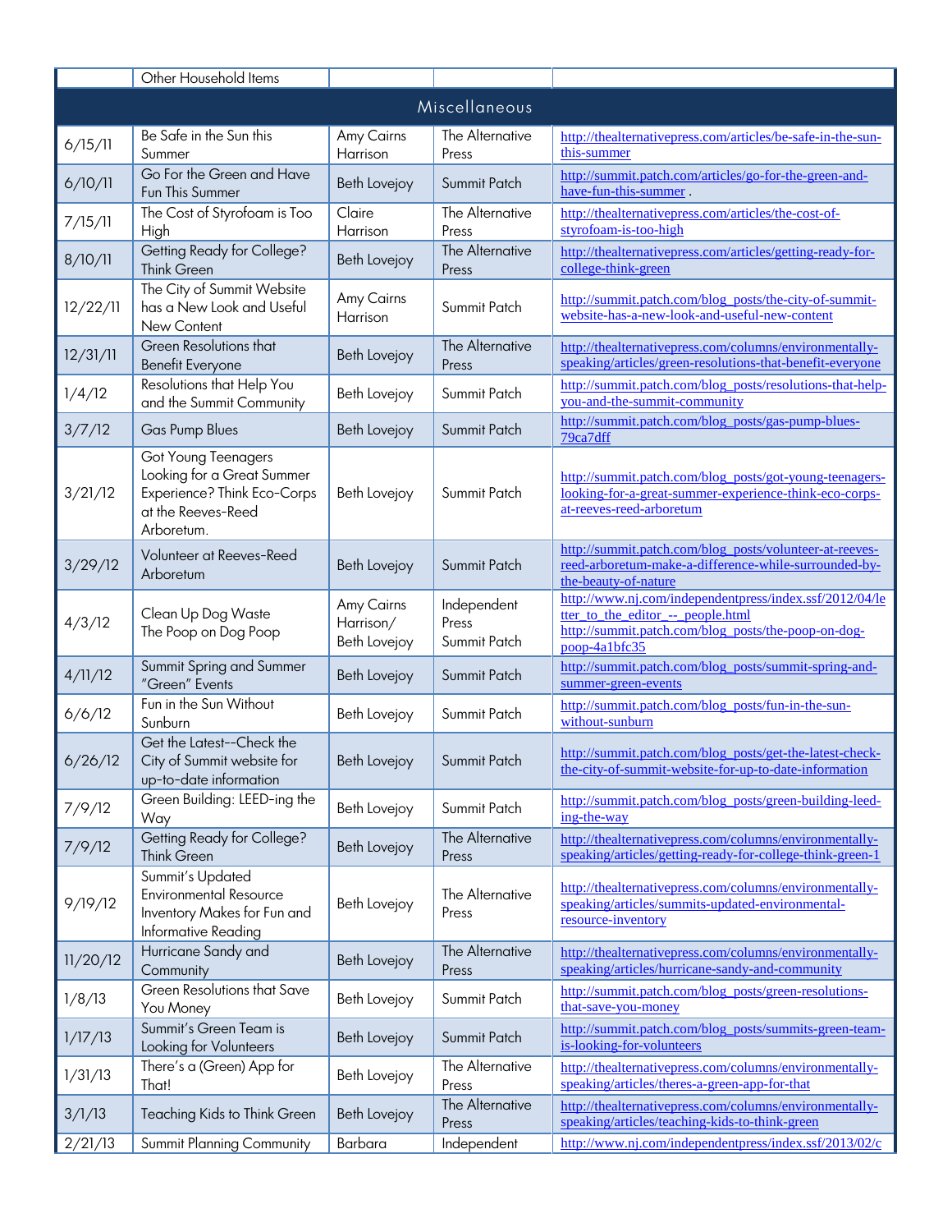| | Other Household Items | | | |
|---|---|---|---|---|
| **Miscellaneous** | | | | |
| 6/15/11 | Be Safe in the Sun this Summer | Amy Cairns Harrison | The Alternative Press | http://thealternativepress.com/articles/be-safe-in-the-sun-this-summer |
| 6/10/11 | Go For the Green and Have Fun This Summer | Beth Lovejoy | Summit Patch | http://summit.patch.com/articles/go-for-the-green-and-have-fun-this-summer . |
| 7/15/11 | The Cost of Styrofoam is Too High | Claire Harrison | The Alternative Press | http://thealternativepress.com/articles/the-cost-of-styrofoam-is-too-high |
| 8/10/11 | Getting Ready for College? Think Green | Beth Lovejoy | The Alternative Press | http://thealternativepress.com/articles/getting-ready-for-college-think-green |
| 12/22/11 | The City of Summit Website has a New Look and Useful New Content | Amy Cairns Harrison | Summit Patch | http://summit.patch.com/blog_posts/the-city-of-summit-website-has-a-new-look-and-useful-new-content |
| 12/31/11 | Green Resolutions that Benefit Everyone | Beth Lovejoy | The Alternative Press | http://thealternativepress.com/columns/environmentally-speaking/articles/green-resolutions-that-benefit-everyone |
| 1/4/12 | Resolutions that Help You and the Summit Community | Beth Lovejoy | Summit Patch | http://summit.patch.com/blog_posts/resolutions-that-help-you-and-the-summit-community |
| 3/7/12 | Gas Pump Blues | Beth Lovejoy | Summit Patch | http://summit.patch.com/blog_posts/gas-pump-blues-79ca7dff |
| 3/21/12 | Got Young Teenagers Looking for a Great Summer Experience? Think Eco-Corps at the Reeves-Reed Arboretum. | Beth Lovejoy | Summit Patch | http://summit.patch.com/blog_posts/got-young-teenagers-looking-for-a-great-summer-experience-think-eco-corps-at-reeves-reed-arboretum |
| 3/29/12 | Volunteer at Reeves-Reed Arboretum | Beth Lovejoy | Summit Patch | http://summit.patch.com/blog_posts/volunteer-at-reeves-reed-arboretum-make-a-difference-while-surrounded-by-the-beauty-of-nature |
| 4/3/12 | Clean Up Dog Waste<br>The Poop on Dog Poop | Amy Cairns Harrison/ Beth Lovejoy | Independent Press<br>Summit Patch | http://www.nj.com/independentpress/index.ssf/2012/04/letter_to_the_editor_--_people.html<br>http://summit.patch.com/blog_posts/the-poop-on-dog-poop-4a1bfc35 |
| 4/11/12 | Summit Spring and Summer "Green" Events | Beth Lovejoy | Summit Patch | http://summit.patch.com/blog_posts/summit-spring-and-summer-green-events |
| 6/6/12 | Fun in the Sun Without Sunburn | Beth Lovejoy | Summit Patch | http://summit.patch.com/blog_posts/fun-in-the-sun-without-sunburn |
| 6/26/12 | Get the Latest--Check the City of Summit website for up-to-date information | Beth Lovejoy | Summit Patch | http://summit.patch.com/blog_posts/get-the-latest-check-the-city-of-summit-website-for-up-to-date-information |
| 7/9/12 | Green Building: LEED-ing the Way | Beth Lovejoy | Summit Patch | http://summit.patch.com/blog_posts/green-building-leed-ing-the-way |
| 7/9/12 | Getting Ready for College? Think Green | Beth Lovejoy | The Alternative Press | http://thealternativepress.com/columns/environmentally-speaking/articles/getting-ready-for-college-think-green-1 |
| 9/19/12 | Summit's Updated Environmental Resource Inventory Makes for Fun and Informative Reading | Beth Lovejoy | The Alternative Press | http://thealternativepress.com/columns/environmentally-speaking/articles/summits-updated-environmental-resource-inventory |
| 11/20/12 | Hurricane Sandy and Community | Beth Lovejoy | The Alternative Press | http://thealternativepress.com/columns/environmentally-speaking/articles/hurricane-sandy-and-community |
| 1/8/13 | Green Resolutions that Save You Money | Beth Lovejoy | Summit Patch | http://summit.patch.com/blog_posts/green-resolutions-that-save-you-money |
| 1/17/13 | Summit's Green Team is Looking for Volunteers | Beth Lovejoy | Summit Patch | http://summit.patch.com/blog_posts/summits-green-team-is-looking-for-volunteers |
| 1/31/13 | There's a (Green) App for That! | Beth Lovejoy | The Alternative Press | http://thealternativepress.com/columns/environmentally-speaking/articles/theres-a-green-app-for-that |
| 3/1/13 | Teaching Kids to Think Green | Beth Lovejoy | The Alternative Press | http://thealternativepress.com/columns/environmentally-speaking/articles/teaching-kids-to-think-green |
| 2/21/13 | Summit Planning Community | Barbara | Independent | http://www.nj.com/independentpress/index.ssf/2013/02/c |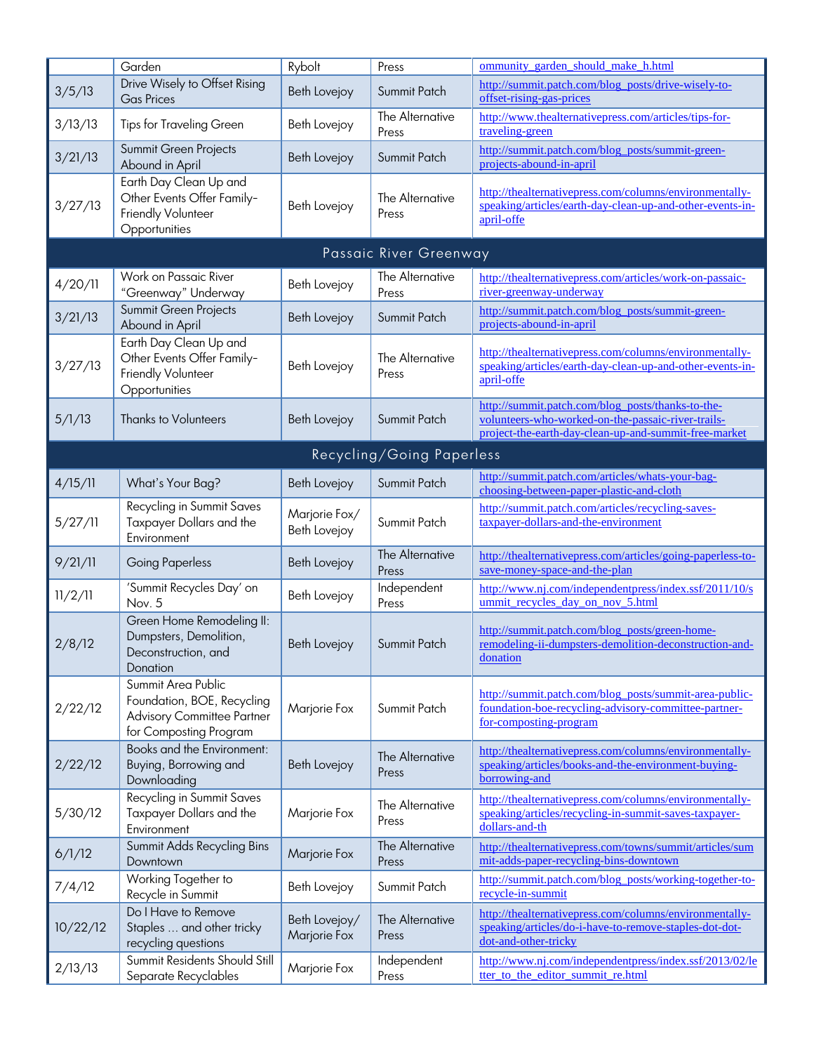| | | | | |
|---|---|---|---|---|
| | Garden | Rybolt | Press | ommunity_garden_should_make_h.html |
| 3/5/13 | Drive Wisely to Offset Rising Gas Prices | Beth Lovejoy | Summit Patch | http://summit.patch.com/blog_posts/drive-wisely-to-offset-rising-gas-prices |
| 3/13/13 | Tips for Traveling Green | Beth Lovejoy | The Alternative Press | http://www.thealternativepress.com/articles/tips-for-traveling-green |
| 3/21/13 | Summit Green Projects Abound in April | Beth Lovejoy | Summit Patch | http://summit.patch.com/blog_posts/summit-green-projects-abound-in-april |
| 3/27/13 | Earth Day Clean Up and Other Events Offer Family-Friendly Volunteer Opportunities | Beth Lovejoy | The Alternative Press | http://thealternativepress.com/columns/environmentally-speaking/articles/earth-day-clean-up-and-other-events-in-april-offe |
| **Passaic River Greenway** | | | | |
| 4/20/11 | Work on Passaic River "Greenway" Underway | Beth Lovejoy | The Alternative Press | http://thealternativepress.com/articles/work-on-passaic-river-greenway-underway |
| 3/21/13 | Summit Green Projects Abound in April | Beth Lovejoy | Summit Patch | http://summit.patch.com/blog_posts/summit-green-projects-abound-in-april |
| 3/27/13 | Earth Day Clean Up and Other Events Offer Family-Friendly Volunteer Opportunities | Beth Lovejoy | The Alternative Press | http://thealternativepress.com/columns/environmentally-speaking/articles/earth-day-clean-up-and-other-events-in-april-offe |
| 5/1/13 | Thanks to Volunteers | Beth Lovejoy | Summit Patch | http://summit.patch.com/blog_posts/thanks-to-the-volunteers-who-worked-on-the-passaic-river-trails-project-the-earth-day-clean-up-and-summit-free-market |
| **Recycling/Going Paperless** | | | | |
| 4/15/11 | What's Your Bag? | Beth Lovejoy | Summit Patch | http://summit.patch.com/articles/whats-your-bag-choosing-between-paper-plastic-and-cloth |
| 5/27/11 | Recycling in Summit Saves Taxpayer Dollars and the Environment | Marjorie Fox/ Beth Lovejoy | Summit Patch | http://summit.patch.com/articles/recycling-saves-taxpayer-dollars-and-the-environment |
| 9/21/11 | Going Paperless | Beth Lovejoy | The Alternative Press | http://thealternativepress.com/articles/going-paperless-to-save-money-space-and-the-plan |
| 11/2/11 | 'Summit Recycles Day' on Nov. 5 | Beth Lovejoy | Independent Press | http://www.nj.com/independentpress/index.ssf/2011/10/summit_recycles_day_on_nov_5.html |
| 2/8/12 | Green Home Remodeling II: Dumpsters, Demolition, Deconstruction, and Donation | Beth Lovejoy | Summit Patch | http://summit.patch.com/blog_posts/green-home-remodeling-ii-dumpsters-demolition-deconstruction-and-donation |
| 2/22/12 | Summit Area Public Foundation, BOE, Recycling Advisory Committee Partner for Composting Program | Marjorie Fox | Summit Patch | http://summit.patch.com/blog_posts/summit-area-public-foundation-boe-recycling-advisory-committee-partner-for-composting-program |
| 2/22/12 | Books and the Environment: Buying, Borrowing and Downloading | Beth Lovejoy | The Alternative Press | http://thealternativepress.com/columns/environmentally-speaking/articles/books-and-the-environment-buying-borrowing-and |
| 5/30/12 | Recycling in Summit Saves Taxpayer Dollars and the Environment | Marjorie Fox | The Alternative Press | http://thealternativepress.com/columns/environmentally-speaking/articles/recycling-in-summit-saves-taxpayer-dollars-and-th |
| 6/1/12 | Summit Adds Recycling Bins Downtown | Marjorie Fox | The Alternative Press | http://thealternativepress.com/towns/summit/articles/summit-adds-paper-recycling-bins-downtown |
| 7/4/12 | Working Together to Recycle in Summit | Beth Lovejoy | Summit Patch | http://summit.patch.com/blog_posts/working-together-to-recycle-in-summit |
| 10/22/12 | Do I Have to Remove Staples … and other tricky recycling questions | Beth Lovejoy/ Marjorie Fox | The Alternative Press | http://thealternativepress.com/columns/environmentally-speaking/articles/do-i-have-to-remove-staples-dot-dot-dot-and-other-tricky |
| 2/13/13 | Summit Residents Should Still Separate Recyclables | Marjorie Fox | Independent Press | http://www.nj.com/independentpress/index.ssf/2013/02/letter_to_the_editor_summit_re.html |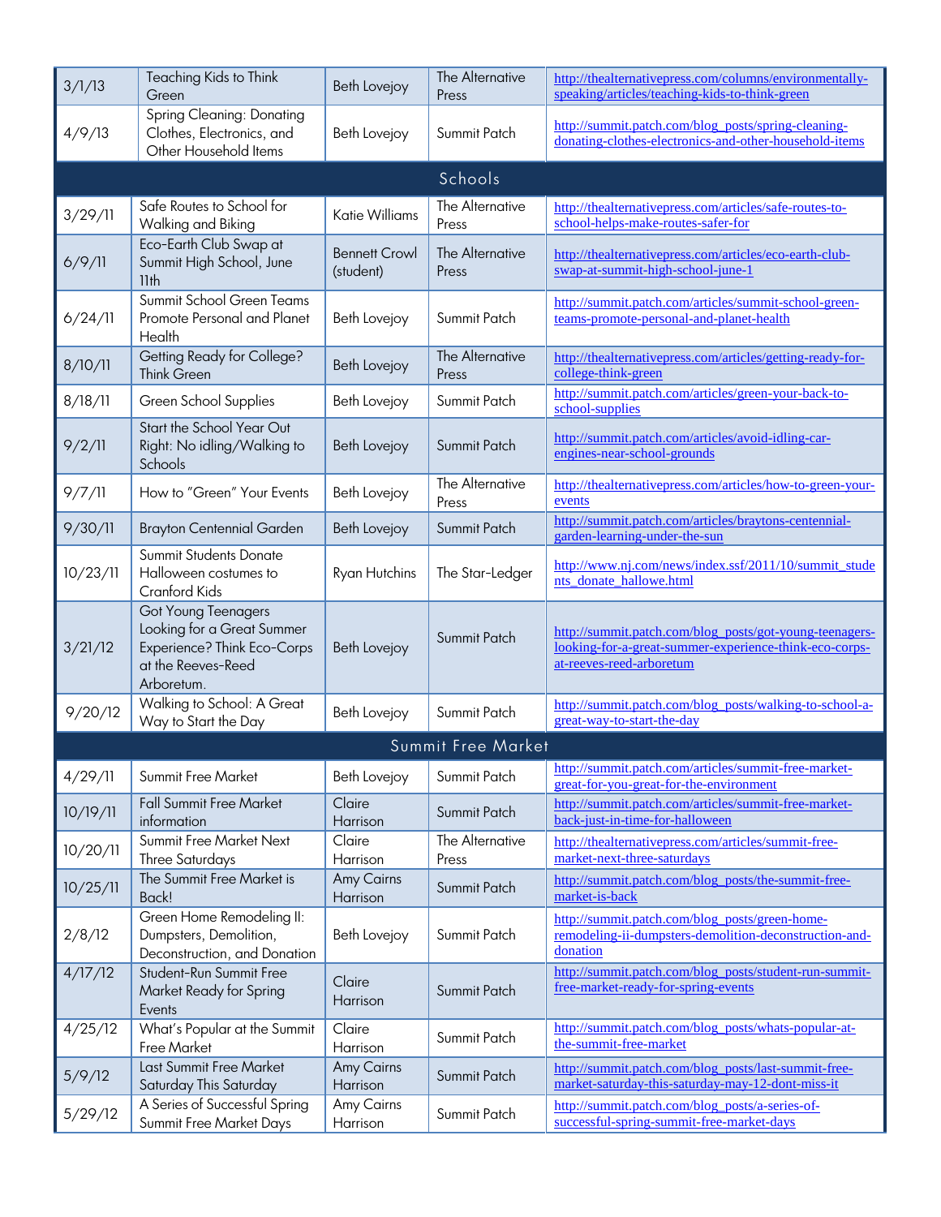| | | | | |
|---|---|---|---|---|
| 3/1/13 | Teaching Kids to Think Green | Beth Lovejoy | The Alternative Press | http://thealternativepress.com/columns/environmentally-speaking/articles/teaching-kids-to-think-green |
| 4/9/13 | Spring Cleaning: Donating Clothes, Electronics, and Other Household Items | Beth Lovejoy | Summit Patch | http://summit.patch.com/blog_posts/spring-cleaning-donating-clothes-electronics-and-other-household-items |
| | | **Schools** | | |
| 3/29/11 | Safe Routes to School for Walking and Biking | Katie Williams | The Alternative Press | http://thealternativepress.com/articles/safe-routes-to-school-helps-make-routes-safer-for |
| 6/9/11 | Eco-Earth Club Swap at Summit High School, June 11th | Bennett Crowl (student) | The Alternative Press | http://thealternativepress.com/articles/eco-earth-club-swap-at-summit-high-school-june-1 |
| 6/24/11 | Summit School Green Teams Promote Personal and Planet Health | Beth Lovejoy | Summit Patch | http://summit.patch.com/articles/summit-school-green-teams-promote-personal-and-planet-health |
| 8/10/11 | Getting Ready for College? Think Green | Beth Lovejoy | The Alternative Press | http://thealternativepress.com/articles/getting-ready-for-college-think-green |
| 8/18/11 | Green School Supplies | Beth Lovejoy | Summit Patch | http://summit.patch.com/articles/green-your-back-to-school-supplies |
| 9/2/11 | Start the School Year Out Right: No idling/Walking to Schools | Beth Lovejoy | Summit Patch | http://summit.patch.com/articles/avoid-idling-car-engines-near-school-grounds |
| 9/7/11 | How to "Green" Your Events | Beth Lovejoy | The Alternative Press | http://thealternativepress.com/articles/how-to-green-your-events |
| 9/30/11 | Brayton Centennial Garden | Beth Lovejoy | Summit Patch | http://summit.patch.com/articles/braytons-centennial-garden-learning-under-the-sun |
| 10/23/11 | Summit Students Donate Halloween costumes to Cranford Kids | Ryan Hutchins | The Star-Ledger | http://www.nj.com/news/index.ssf/2011/10/summit_students_donate_hallowe.html |
| 3/21/12 | Got Young Teenagers Looking for a Great Summer Experience? Think Eco-Corps at the Reeves-Reed Arboretum. | Beth Lovejoy | Summit Patch | http://summit.patch.com/blog_posts/got-young-teenagers-looking-for-a-great-summer-experience-think-eco-corps-at-reeves-reed-arboretum |
| 9/20/12 | Walking to School: A Great Way to Start the Day | Beth Lovejoy | Summit Patch | http://summit.patch.com/blog_posts/walking-to-school-a-great-way-to-start-the-day |
| | | **Summit Free Market** | | |
| 4/29/11 | Summit Free Market | Beth Lovejoy | Summit Patch | http://summit.patch.com/articles/summit-free-market-great-for-you-great-for-the-environment |
| 10/19/11 | Fall Summit Free Market information | Claire Harrison | Summit Patch | http://summit.patch.com/articles/summit-free-market-back-just-in-time-for-halloween |
| 10/20/11 | Summit Free Market Next Three Saturdays | Claire Harrison | The Alternative Press | http://thealternativepress.com/articles/summit-free-market-next-three-saturdays |
| 10/25/11 | The Summit Free Market is Back! | Amy Cairns Harrison | Summit Patch | http://summit.patch.com/blog_posts/the-summit-free-market-is-back |
| 2/8/12 | Green Home Remodeling II: Dumpsters, Demolition, Deconstruction, and Donation | Beth Lovejoy | Summit Patch | http://summit.patch.com/blog_posts/green-home-remodeling-ii-dumpsters-demolition-deconstruction-and-donation |
| 4/17/12 | Student-Run Summit Free Market Ready for Spring Events | Claire Harrison | Summit Patch | http://summit.patch.com/blog_posts/student-run-summit-free-market-ready-for-spring-events |
| 4/25/12 | What's Popular at the Summit Free Market | Claire Harrison | Summit Patch | http://summit.patch.com/blog_posts/whats-popular-at-the-summit-free-market |
| 5/9/12 | Last Summit Free Market Saturday This Saturday | Amy Cairns Harrison | Summit Patch | http://summit.patch.com/blog_posts/last-summit-free-market-saturday-this-saturday-may-12-dont-miss-it |
| 5/29/12 | A Series of Successful Spring Summit Free Market Days | Amy Cairns Harrison | Summit Patch | http://summit.patch.com/blog_posts/a-series-of-successful-spring-summit-free-market-days |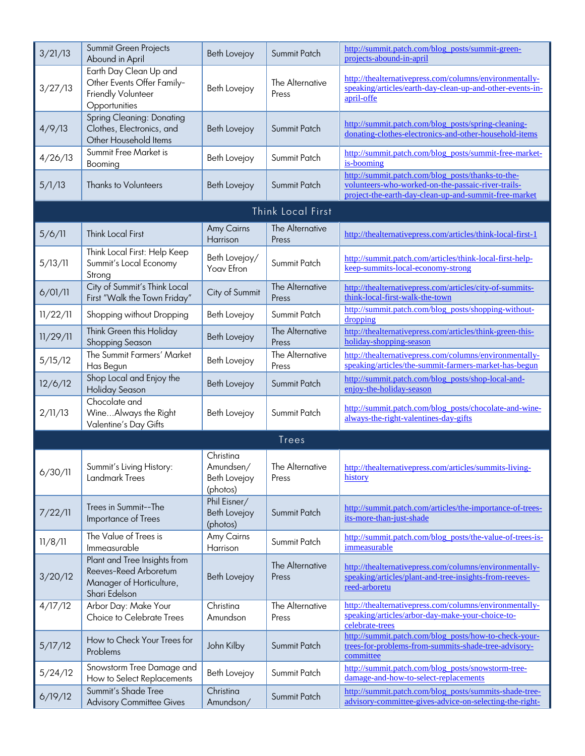| | | | | |
|---|---|---|---|---|
| 3/21/13 | Summit Green Projects Abound in April | Beth Lovejoy | Summit Patch | http://summit.patch.com/blog_posts/summit-green-projects-abound-in-april |
| 3/27/13 | Earth Day Clean Up and Other Events Offer Family-Friendly Volunteer Opportunities | Beth Lovejoy | The Alternative Press | http://thealternativepress.com/columns/environmentally-speaking/articles/earth-day-clean-up-and-other-events-in-april-offe |
| 4/9/13 | Spring Cleaning: Donating Clothes, Electronics, and Other Household Items | Beth Lovejoy | Summit Patch | http://summit.patch.com/blog_posts/spring-cleaning-donating-clothes-electronics-and-other-household-items |
| 4/26/13 | Summit Free Market is Booming | Beth Lovejoy | Summit Patch | http://summit.patch.com/blog_posts/summit-free-market-is-booming |
| 5/1/13 | Thanks to Volunteers | Beth Lovejoy | Summit Patch | http://summit.patch.com/blog_posts/thanks-to-the-volunteers-who-worked-on-the-passaic-river-trails-project-the-earth-day-clean-up-and-summit-free-market |
| **Think Local First** | | | | |
| 5/6/11 | Think Local First | Amy Cairns Harrison | The Alternative Press | http://thealternativepress.com/articles/think-local-first-1 |
| 5/13/11 | Think Local First: Help Keep Summit's Local Economy Strong | Beth Lovejoy/ Yoav Efron | Summit Patch | http://summit.patch.com/articles/think-local-first-help-keep-summits-local-economy-strong |
| 6/01/11 | City of Summit's Think Local First "Walk the Town Friday" | City of Summit | The Alternative Press | http://thealternativepress.com/articles/city-of-summits-think-local-first-walk-the-town |
| 11/22/11 | Shopping without Dropping | Beth Lovejoy | Summit Patch | http://summit.patch.com/blog_posts/shopping-without-dropping |
| 11/29/11 | Think Green this Holiday Shopping Season | Beth Lovejoy | The Alternative Press | http://thealternativepress.com/articles/think-green-this-holiday-shopping-season |
| 5/15/12 | The Summit Farmers' Market Has Begun | Beth Lovejoy | The Alternative Press | http://thealternativepress.com/columns/environmentally-speaking/articles/the-summit-farmers-market-has-begun |
| 12/6/12 | Shop Local and Enjoy the Holiday Season | Beth Lovejoy | Summit Patch | http://summit.patch.com/blog_posts/shop-local-and-enjoy-the-holiday-season |
| 2/11/13 | Chocolate and Wine…Always the Right Valentine's Day Gifts | Beth Lovejoy | Summit Patch | http://summit.patch.com/blog_posts/chocolate-and-wine-always-the-right-valentines-day-gifts |
| **Trees** | | | | |
| 6/30/11 | Summit's Living History: Landmark Trees | Christina Amundsen/ Beth Lovejoy (photos) | The Alternative Press | http://thealternativepress.com/articles/summits-living-history |
| 7/22/11 | Trees in Summit--The Importance of Trees | Phil Eisner/ Beth Lovejoy (photos) | Summit Patch | http://summit.patch.com/articles/the-importance-of-trees-its-more-than-just-shade |
| 11/8/11 | The Value of Trees is Immeasurable | Amy Cairns Harrison | Summit Patch | http://summit.patch.com/blog_posts/the-value-of-trees-is-immeasurable |
| 3/20/12 | Plant and Tree Insights from Reeves-Reed Arboretum Manager of Horticulture, Shari Edelson | Beth Lovejoy | The Alternative Press | http://thealternativepress.com/columns/environmentally-speaking/articles/plant-and-tree-insights-from-reeves-reed-arboretu |
| 4/17/12 | Arbor Day: Make Your Choice to Celebrate Trees | Christina Amundson | The Alternative Press | http://thealternativepress.com/columns/environmentally-speaking/articles/arbor-day-make-your-choice-to-celebrate-trees |
| 5/17/12 | How to Check Your Trees for Problems | John Kilby | Summit Patch | http://summit.patch.com/blog_posts/how-to-check-your-trees-for-problems-from-summits-shade-tree-advisory-committee |
| 5/24/12 | Snowstorm Tree Damage and How to Select Replacements | Beth Lovejoy | Summit Patch | http://summit.patch.com/blog_posts/snowstorm-tree-damage-and-how-to-select-replacements |
| 6/19/12 | Summit's Shade Tree Advisory Committee Gives | Christina Amundson/ | Summit Patch | http://summit.patch.com/blog_posts/summits-shade-tree-advisory-committee-gives-advice-on-selecting-the-right- |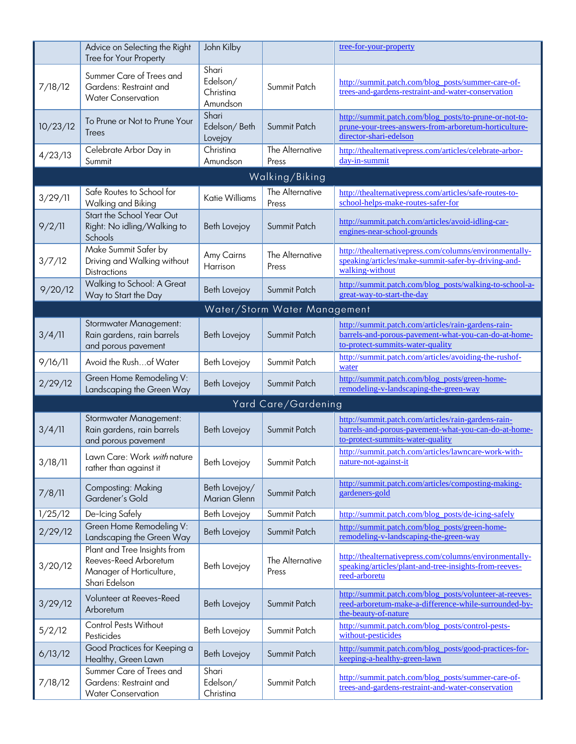|  | Advice on Selecting the Right Tree for Your Property | John Kilby |  | tree-for-your-property |
|---|---|---|---|---|
| 7/18/12 | Summer Care of Trees and Gardens: Restraint and Water Conservation | Shari Edelson/ Christina Amundson | Summit Patch | http://summit.patch.com/blog_posts/summer-care-of-trees-and-gardens-restraint-and-water-conservation |
| 10/23/12 | To Prune or Not to Prune Your Trees | Shari Edelson/ Beth Lovejoy | Summit Patch | http://summit.patch.com/blog_posts/to-prune-or-not-to-prune-your-trees-answers-from-arboretum-horticulture-director-shari-edelson |
| 4/23/13 | Celebrate Arbor Day in Summit | Christina Amundson | The Alternative Press | http://thealternativepress.com/articles/celebrate-arbor-day-in-summit |
| **Walking/Biking** | | | | |
| 3/29/11 | Safe Routes to School for Walking and Biking | Katie Williams | The Alternative Press | http://thealternativepress.com/articles/safe-routes-to-school-helps-make-routes-safer-for |
| 9/2/11 | Start the School Year Out Right: No idling/Walking to Schools | Beth Lovejoy | Summit Patch | http://summit.patch.com/articles/avoid-idling-car-engines-near-school-grounds |
| 3/7/12 | Make Summit Safer by Driving and Walking without Distractions | Amy Cairns Harrison | The Alternative Press | http://thealternativepress.com/columns/environmentally-speaking/articles/make-summit-safer-by-driving-and-walking-without |
| 9/20/12 | Walking to School: A Great Way to Start the Day | Beth Lovejoy | Summit Patch | http://summit.patch.com/blog_posts/walking-to-school-a-great-way-to-start-the-day |
| **Water/Storm Water Management** | | | | |
| 3/4/11 | Stormwater Management: Rain gardens, rain barrels and porous pavement | Beth Lovejoy | Summit Patch | http://summit.patch.com/articles/rain-gardens-rain-barrels-and-porous-pavement-what-you-can-do-at-home-to-protect-summits-water-quality |
| 9/16/11 | Avoid the Rush…of Water | Beth Lovejoy | Summit Patch | http://summit.patch.com/articles/avoiding-the-rushof-water |
| 2/29/12 | Green Home Remodeling V: Landscaping the Green Way | Beth Lovejoy | Summit Patch | http://summit.patch.com/blog_posts/green-home-remodeling-v-landscaping-the-green-way |
| **Yard Care/Gardening** | | | | |
| 3/4/11 | Stormwater Management: Rain gardens, rain barrels and porous pavement | Beth Lovejoy | Summit Patch | http://summit.patch.com/articles/rain-gardens-rain-barrels-and-porous-pavement-what-you-can-do-at-home-to-protect-summits-water-quality |
| 3/18/11 | Lawn Care: Work *with* nature rather than against it | Beth Lovejoy | Summit Patch | http://summit.patch.com/articles/lawncare-work-with-nature-not-against-it |
| 7/8/11 | Composting: Making Gardener's Gold | Beth Lovejoy/ Marian Glenn | Summit Patch | http://summit.patch.com/articles/composting-making-gardeners-gold |
| 1/25/12 | De-Icing Safely | Beth Lovejoy | Summit Patch | http://summit.patch.com/blog_posts/de-icing-safely |
| 2/29/12 | Green Home Remodeling V: Landscaping the Green Way | Beth Lovejoy | Summit Patch | http://summit.patch.com/blog_posts/green-home-remodeling-v-landscaping-the-green-way |
| 3/20/12 | Plant and Tree Insights from Reeves-Reed Arboretum Manager of Horticulture, Shari Edelson | Beth Lovejoy | The Alternative Press | http://thealternativepress.com/columns/environmentally-speaking/articles/plant-and-tree-insights-from-reeves-reed-arboretu |
| 3/29/12 | Volunteer at Reeves-Reed Arboretum | Beth Lovejoy | Summit Patch | http://summit.patch.com/blog_posts/volunteer-at-reeves-reed-arboretum-make-a-difference-while-surrounded-by-the-beauty-of-nature |
| 5/2/12 | Control Pests Without Pesticides | Beth Lovejoy | Summit Patch | http://summit.patch.com/blog_posts/control-pests-without-pesticides |
| 6/13/12 | Good Practices for Keeping a Healthy, Green Lawn | Beth Lovejoy | Summit Patch | http://summit.patch.com/blog_posts/good-practices-for-keeping-a-healthy-green-lawn |
| 7/18/12 | Summer Care of Trees and Gardens: Restraint and Water Conservation | Shari Edelson/ Christina | Summit Patch | http://summit.patch.com/blog_posts/summer-care-of-trees-and-gardens-restraint-and-water-conservation |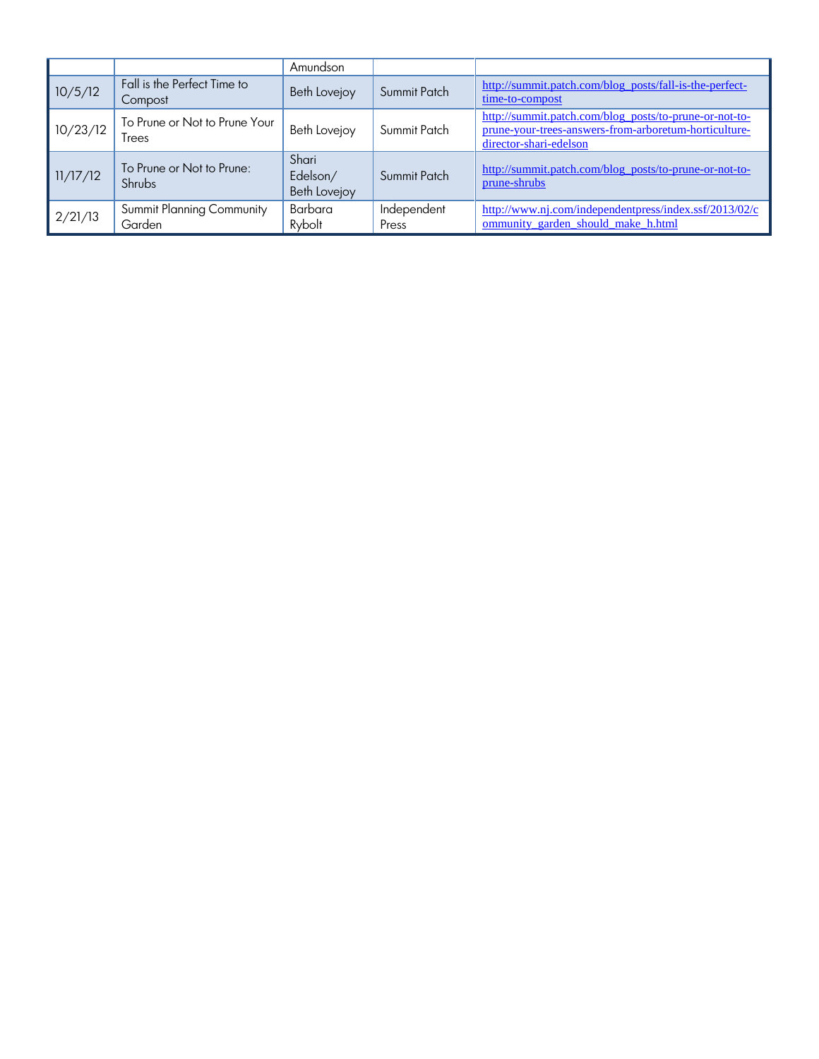| | | | | |
|---|---|---|---|---|
| | | Amundson | | |
| 10/5/12 | Fall is the Perfect Time to Compost | Beth Lovejoy | Summit Patch | http://summit.patch.com/blog_posts/fall-is-the-perfect-time-to-compost |
| 10/23/12 | To Prune or Not to Prune Your Trees | Beth Lovejoy | Summit Patch | http://summit.patch.com/blog_posts/to-prune-or-not-to-prune-your-trees-answers-from-arboretum-horticulture-director-shari-edelson |
| 11/17/12 | To Prune or Not to Prune: Shrubs | Shari Edelson/ Beth Lovejoy | Summit Patch | http://summit.patch.com/blog_posts/to-prune-or-not-to-prune-shrubs |
| 2/21/13 | Summit Planning Community Garden | Barbara Rybolt | Independent Press | http://www.nj.com/independentpress/index.ssf/2013/02/community_garden_should_make_h.html |